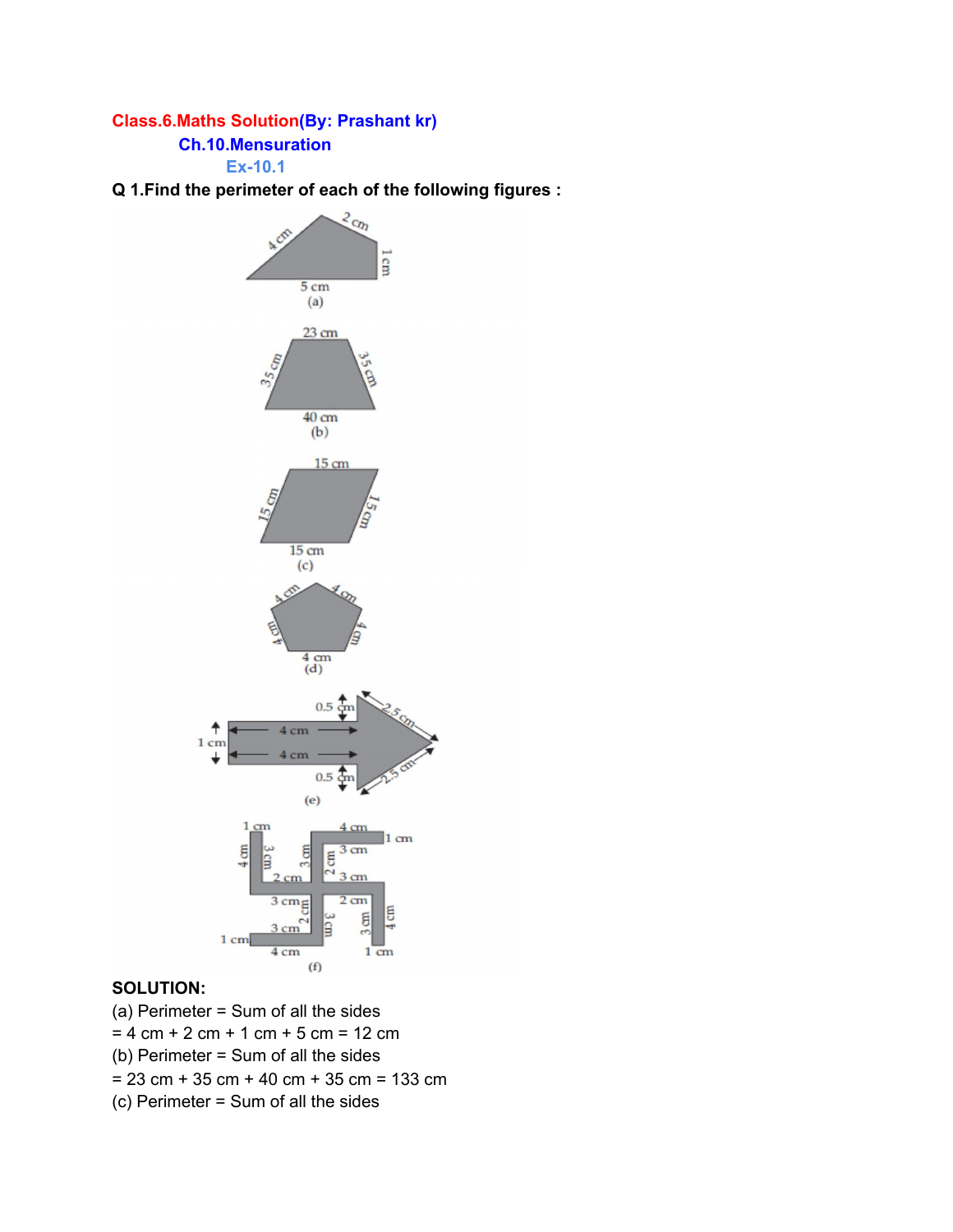Class.6.Maths Solution(By: Prashant kr)

**Ch.10.Mensuration**

**Ex-10.1**

**Q 1.Find the perimeter of each of the following figures :**

**SOLUTION:**

(a) Perimeter = Sum of all the sides

= 4 cm + 2 cm + 1 cm + 5 cm = 12 cm

(b) Perimeter = Sum of all the sides

= 23 cm + 35 cm + 40 cm + 35 cm = 133 cm

(c) Perimeter = Sum of all the sides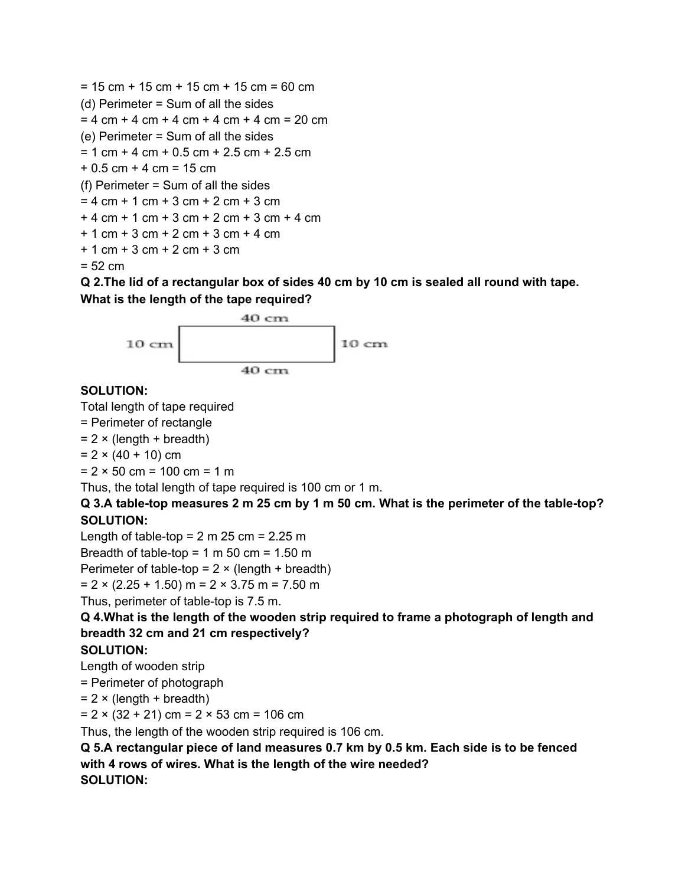= 15 cm + 15 cm + 15 cm + 15 cm = 60 cm

(d) Perimeter = Sum of all the sides
= 4 cm + 4 cm + 4 cm + 4 cm + 4 cm = 20 cm

(e) Perimeter = Sum of all the sides
= 1 cm + 4 cm + 0.5 cm + 2.5 cm + 2.5 cm
+ 0.5 cm + 4 cm = 15 cm

(f) Perimeter = Sum of all the sides
= 4 cm + 1 cm + 3 cm + 2 cm + 3 cm
+ 4 cm + 1 cm + 3 cm + 2 cm + 3 cm + 4 cm
+ 1 cm + 3 cm + 2 cm + 3 cm + 4 cm
+ 1 cm + 3 cm + 2 cm + 3 cm
= 52 cm

**Q 2.The lid of a rectangular box of sides 40 cm by 10 cm is sealed all round with tape. What is the length of the tape required?**

40 cm

10 cm | | 10 cm

40 cm

**SOLUTION:**

Total length of tape required
= Perimeter of rectangle
= 2 × (length + breadth)
= 2 × (40 + 10) cm
= 2 × 50 cm = 100 cm = 1 m

Thus, the total length of tape required is 100 cm or 1 m.

**Q 3.A table-top measures 2 m 25 cm by 1 m 50 cm. What is the perimeter of the table-top?**

**SOLUTION:**

Length of table-top = 2 m 25 cm = 2.25 m
Breadth of table-top = 1 m 50 cm = 1.50 m
Perimeter of table-top = 2 × (length + breadth)
= 2 × (2.25 + 1.50) m = 2 × 3.75 m = 7.50 m

Thus, perimeter of table-top is 7.5 m.

**Q 4.What is the length of the wooden strip required to frame a photograph of length and breadth 32 cm and 21 cm respectively?**

**SOLUTION:**

Length of wooden strip
= Perimeter of photograph
= 2 × (length + breadth)
= 2 × (32 + 21) cm = 2 × 53 cm = 106 cm

Thus, the length of the wooden strip required is 106 cm.

**Q 5.A rectangular piece of land measures 0.7 km by 0.5 km. Each side is to be fenced with 4 rows of wires. What is the length of the wire needed?**

**SOLUTION:**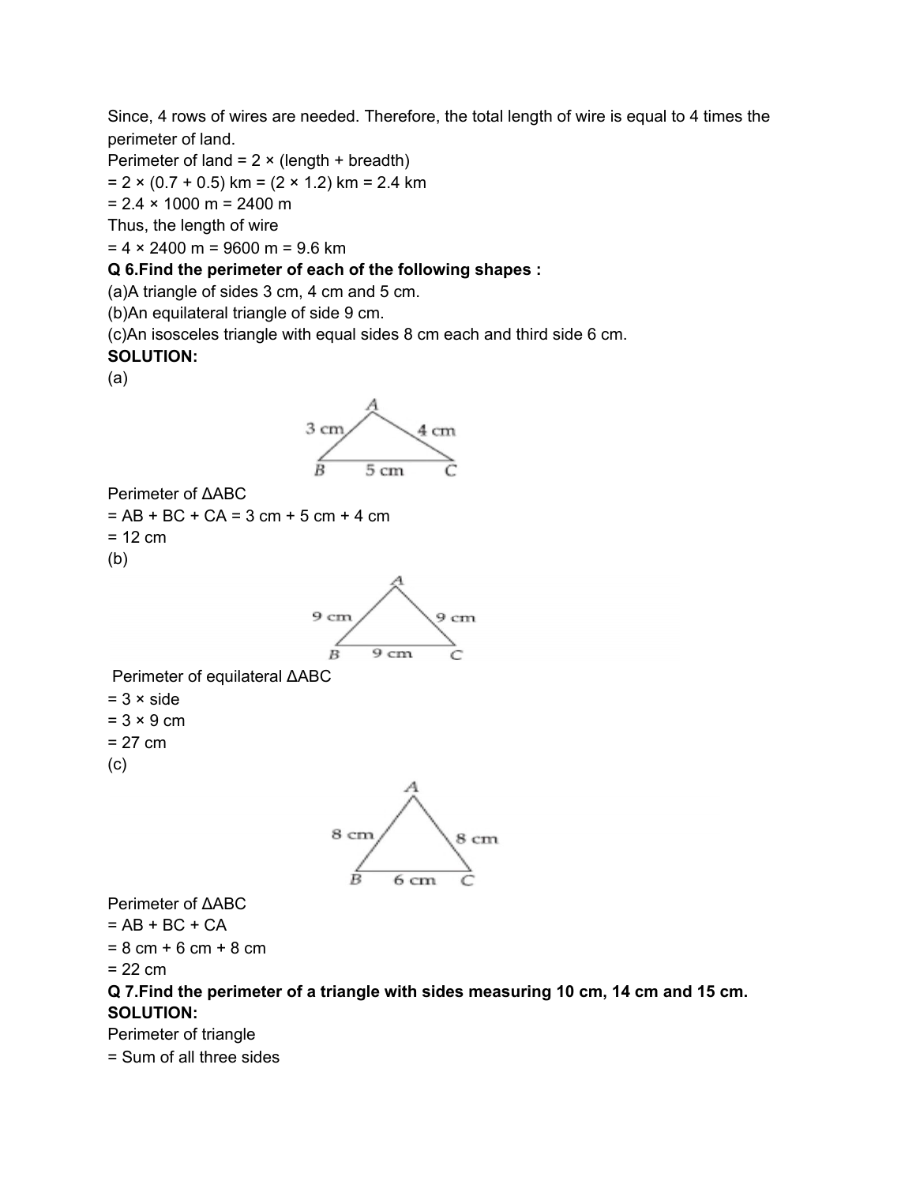Since, 4 rows of wires are needed. Therefore, the total length of wire is equal to 4 times the perimeter of land.

Perimeter of land = 2 × (length + breadth)

= 2 × (0.7 + 0.5) km = (2 × 1.2) km = 2.4 km

= 2.4 × 1000 m = 2400 m

Thus, the length of wire

= 4 × 2400 m = 9600 m = 9.6 km

**Q 6.Find the perimeter of each of the following shapes :**

(a)A triangle of sides 3 cm, 4 cm and 5 cm.

(b)An equilateral triangle of side 9 cm.

(c)An isosceles triangle with equal sides 8 cm each and third side 6 cm.

**SOLUTION:**

(a)

Perimeter of ΔABC

= AB + BC + CA = 3 cm + 5 cm + 4 cm

= 12 cm

(b)

Perimeter of equilateral ΔABC

= 3 × side

= 3 × 9 cm

= 27 cm

(c)

Perimeter of ΔABC

= AB + BC + CA

= 8 cm + 6 cm + 8 cm

= 22 cm

**Q 7.Find the perimeter of a triangle with sides measuring 10 cm, 14 cm and 15 cm.**

**SOLUTION:**

Perimeter of triangle

= Sum of all three sides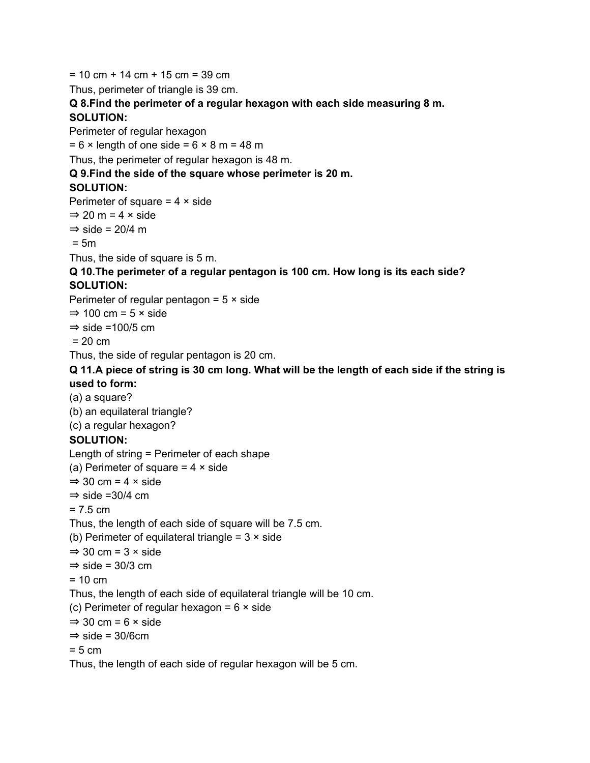= 10 cm + 14 cm + 15 cm = 39 cm

Thus, perimeter of triangle is 39 cm.

**Q 8.Find the perimeter of a regular hexagon with each side measuring 8 m.**

**SOLUTION:**

Perimeter of regular hexagon

= 6 × length of one side = 6 × 8 m = 48 m

Thus, the perimeter of regular hexagon is 48 m.

**Q 9.Find the side of the square whose perimeter is 20 m.**

**SOLUTION:**

Perimeter of square = 4 × side

⇒ 20 m = 4 × side

⇒ side = 20/4 m

= 5m

Thus, the side of square is 5 m.

**Q 10.The perimeter of a regular pentagon is 100 cm. How long is its each side?**

**SOLUTION:**

Perimeter of regular pentagon = 5 × side

⇒ 100 cm = 5 × side

⇒ side =100/5 cm

= 20 cm

Thus, the side of regular pentagon is 20 cm.

**Q 11.A piece of string is 30 cm long. What will be the length of each side if the string is used to form:**

(a) a square?

(b) an equilateral triangle?

(c) a regular hexagon?

**SOLUTION:**

Length of string = Perimeter of each shape

(a) Perimeter of square = 4 × side

⇒ 30 cm = 4 × side

⇒ side =30/4 cm

= 7.5 cm

Thus, the length of each side of square will be 7.5 cm.

(b) Perimeter of equilateral triangle = 3 × side

⇒ 30 cm = 3 × side

⇒ side = 30/3 cm

= 10 cm

Thus, the length of each side of equilateral triangle will be 10 cm.

(c) Perimeter of regular hexagon = 6 × side

⇒ 30 cm = 6 × side

⇒ side = 30/6cm

= 5 cm

Thus, the length of each side of regular hexagon will be 5 cm.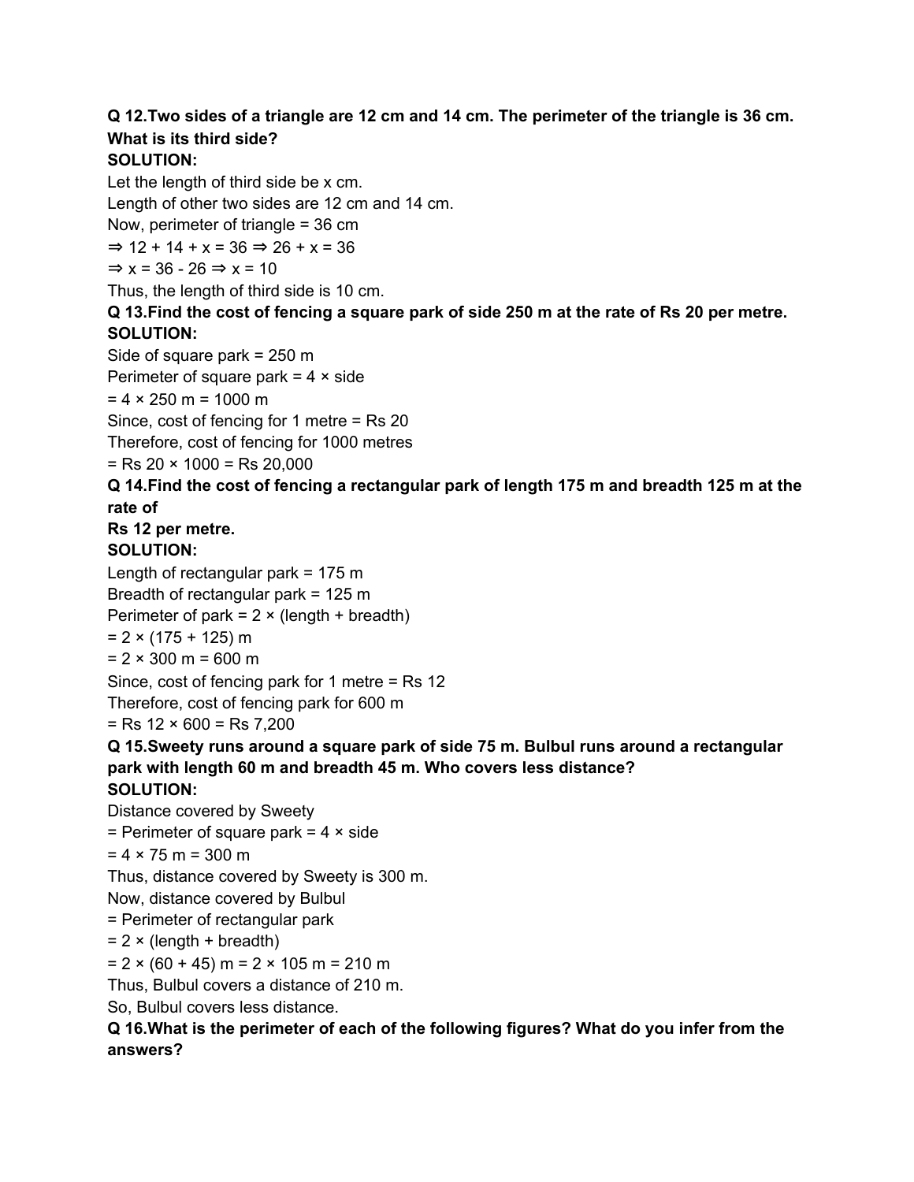**Q 12.Two sides of a triangle are 12 cm and 14 cm. The perimeter of the triangle is 36 cm. What is its third side?**

**SOLUTION:**

Let the length of third side be x cm.

Length of other two sides are 12 cm and 14 cm.

Now, perimeter of triangle = 36 cm

$\Rightarrow 12 + 14 + x = 36 \Rightarrow 26 + x = 36$

$\Rightarrow x = 36 - 26 \Rightarrow x = 10$

Thus, the length of third side is 10 cm.

**Q 13.Find the cost of fencing a square park of side 250 m at the rate of Rs 20 per metre.**

**SOLUTION:**

Side of square park = 250 m

Perimeter of square park = 4 × side

= 4 × 250 m = 1000 m

Since, cost of fencing for 1 metre = Rs 20

Therefore, cost of fencing for 1000 metres

= Rs 20 × 1000 = Rs 20,000

**Q 14.Find the cost of fencing a rectangular park of length 175 m and breadth 125 m at the rate of**
**Rs 12 per metre.**

**SOLUTION:**

Length of rectangular park = 175 m

Breadth of rectangular park = 125 m

Perimeter of park = 2 × (length + breadth)

= 2 × (175 + 125) m

= 2 × 300 m = 600 m

Since, cost of fencing park for 1 metre = Rs 12

Therefore, cost of fencing park for 600 m

= Rs 12 × 600 = Rs 7,200

**Q 15.Sweety runs around a square park of side 75 m. Bulbul runs around a rectangular park with length 60 m and breadth 45 m. Who covers less distance?**

**SOLUTION:**

Distance covered by Sweety

= Perimeter of square park = 4 × side

= 4 × 75 m = 300 m

Thus, distance covered by Sweety is 300 m.

Now, distance covered by Bulbul

= Perimeter of rectangular park

= 2 × (length + breadth)

= 2 × (60 + 45) m = 2 × 105 m = 210 m

Thus, Bulbul covers a distance of 210 m.

So, Bulbul covers less distance.

**Q 16.What is the perimeter of each of the following figures? What do you infer from the answers?**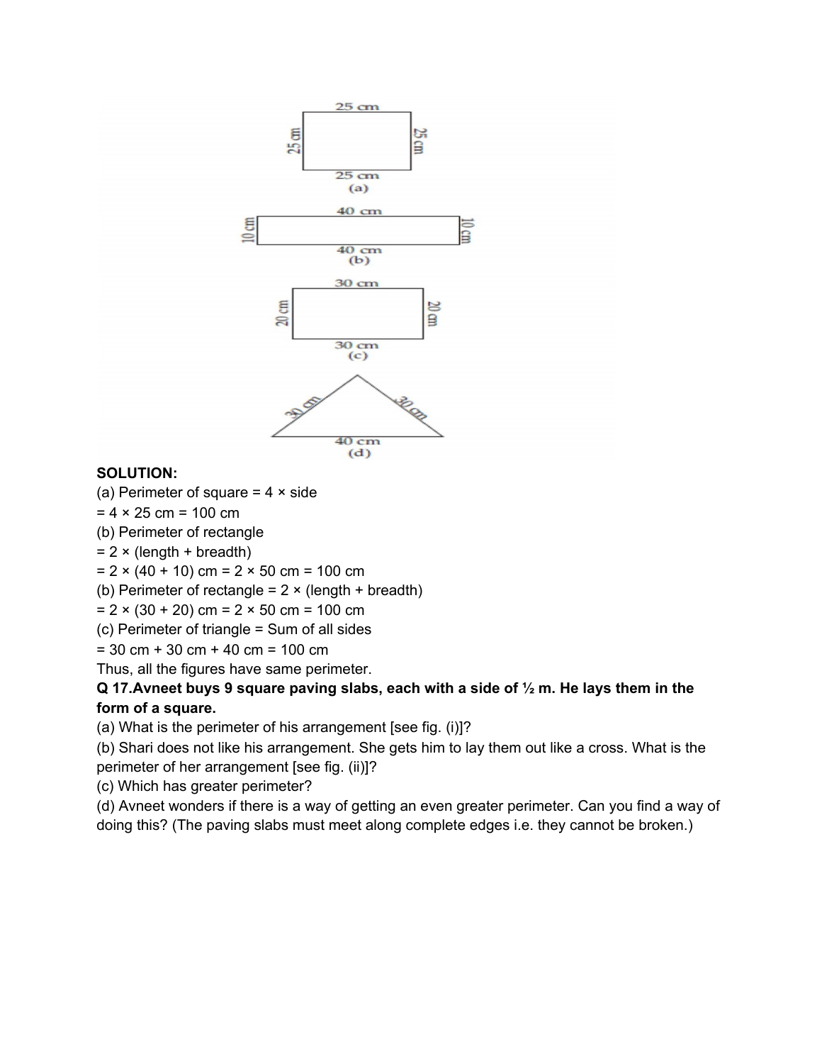25 cm

25 cm | 25 cm

25 cm

(a)

40 cm

10 cm | 10 cm

40 cm

(b)

30 cm

20 cm | 20 cm

30 cm

(c)

30 cm | 30 cm

40 cm

(d)

**SOLUTION:**

(a) Perimeter of square = 4 × side

= 4 × 25 cm = 100 cm

(b) Perimeter of rectangle

= 2 × (length + breadth)

= 2 × (40 + 10) cm = 2 × 50 cm = 100 cm

(b) Perimeter of rectangle = 2 × (length + breadth)

= 2 × (30 + 20) cm = 2 × 50 cm = 100 cm

(c) Perimeter of triangle = Sum of all sides

= 30 cm + 30 cm + 40 cm = 100 cm

Thus, all the figures have same perimeter.

**Q 17.Avneet buys 9 square paving slabs, each with a side of ½ m. He lays them in the form of a square.**

(a) What is the perimeter of his arrangement [see fig. (i)]?

(b) Shari does not like his arrangement. She gets him to lay them out like a cross. What is the perimeter of her arrangement [see fig. (ii)]?

(c) Which has greater perimeter?

(d) Avneet wonders if there is a way of getting an even greater perimeter. Can you find a way of doing this? (The paving slabs must meet along complete edges i.e. they cannot be broken.)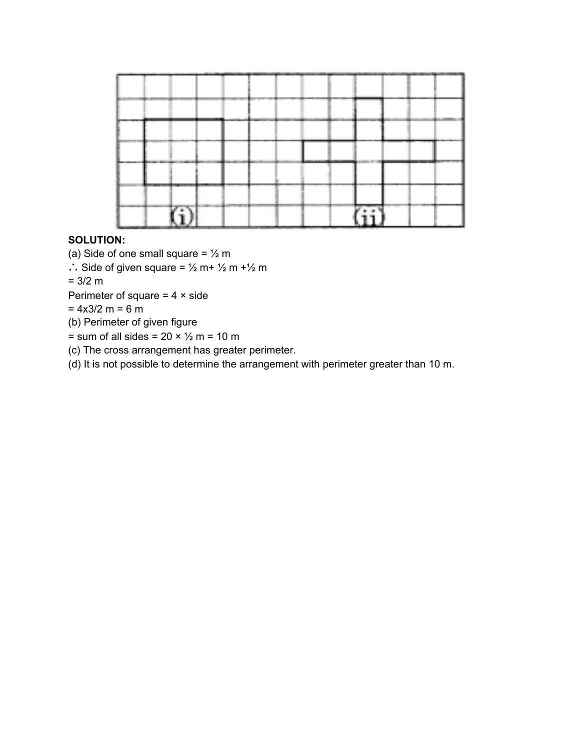(i)

(ii)

**SOLUTION:**

(a) Side of one small square = ½ m

∴ Side of given square = ½ m+ ½ m +½ m

= 3/2 m

Perimeter of square = 4 × side

= 4x3/2 m = 6 m

(b) Perimeter of given figure

= sum of all sides = 20 × ½ m = 10 m

(c) The cross arrangement has greater perimeter.

(d) It is not possible to determine the arrangement with perimeter greater than 10 m.